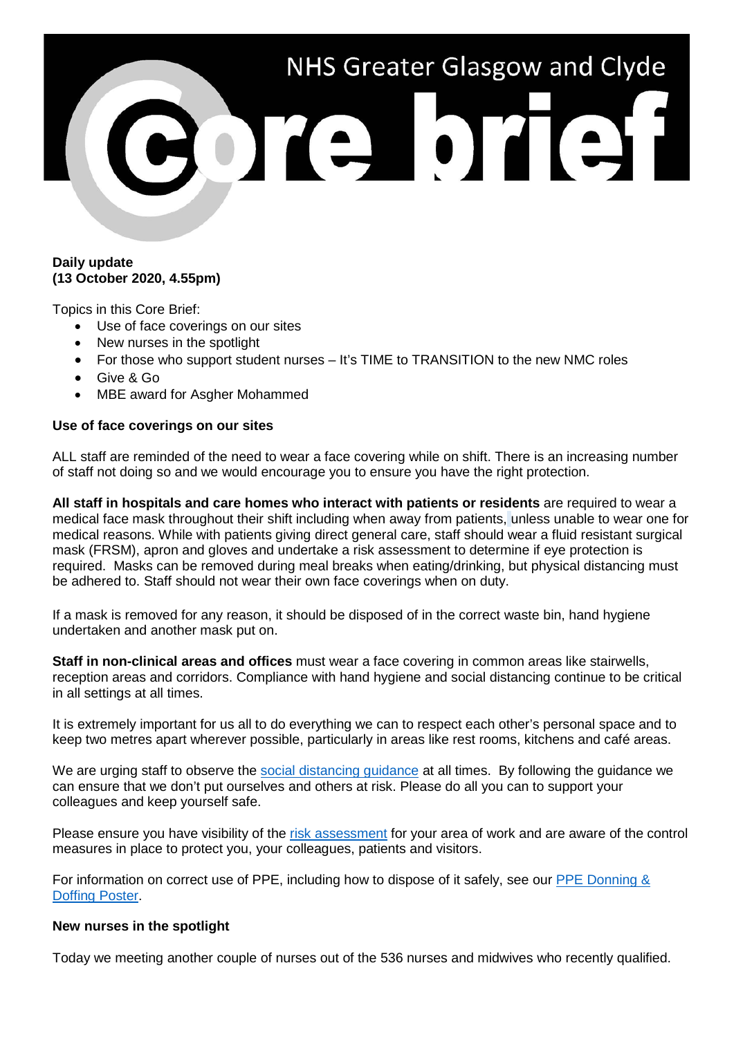# NHS Greater Glasgow and Clyde Core brief

**Daily update**
**(13 October 2020, 4.55pm)**

Topics in this Core Brief:

- Use of face coverings on our sites
- New nurses in the spotlight
- For those who support student nurses – It's TIME to TRANSITION to the new NMC roles
- Give & Go
- MBE award for Asgher Mohammed

**Use of face coverings on our sites**

ALL staff are reminded of the need to wear a face covering while on shift. There is an increasing number of staff not doing so and we would encourage you to ensure you have the right protection.

**All staff in hospitals and care homes who interact with patients or residents** are required to wear a medical face mask throughout their shift including when away from patients, unless unable to wear one for medical reasons. While with patients giving direct general care, staff should wear a fluid resistant surgical mask (FRSM), apron and gloves and undertake a risk assessment to determine if eye protection is required. Masks can be removed during meal breaks when eating/drinking, but physical distancing must be adhered to. Staff should not wear their own face coverings when on duty.

If a mask is removed for any reason, it should be disposed of in the correct waste bin, hand hygiene undertaken and another mask put on.

**Staff in non-clinical areas and offices** must wear a face covering in common areas like stairwells, reception areas and corridors. Compliance with hand hygiene and social distancing continue to be critical in all settings at all times.

It is extremely important for us all to do everything we can to respect each other's personal space and to keep two metres apart wherever possible, particularly in areas like rest rooms, kitchens and café areas.

We are urging staff to observe the social distancing guidance at all times. By following the guidance we can ensure that we don't put ourselves and others at risk. Please do all you can to support your colleagues and keep yourself safe.

Please ensure you have visibility of the risk assessment for your area of work and are aware of the control measures in place to protect you, your colleagues, patients and visitors.

For information on correct use of PPE, including how to dispose of it safely, see our PPE Donning & Doffing Poster.

**New nurses in the spotlight**

Today we meeting another couple of nurses out of the 536 nurses and midwives who recently qualified.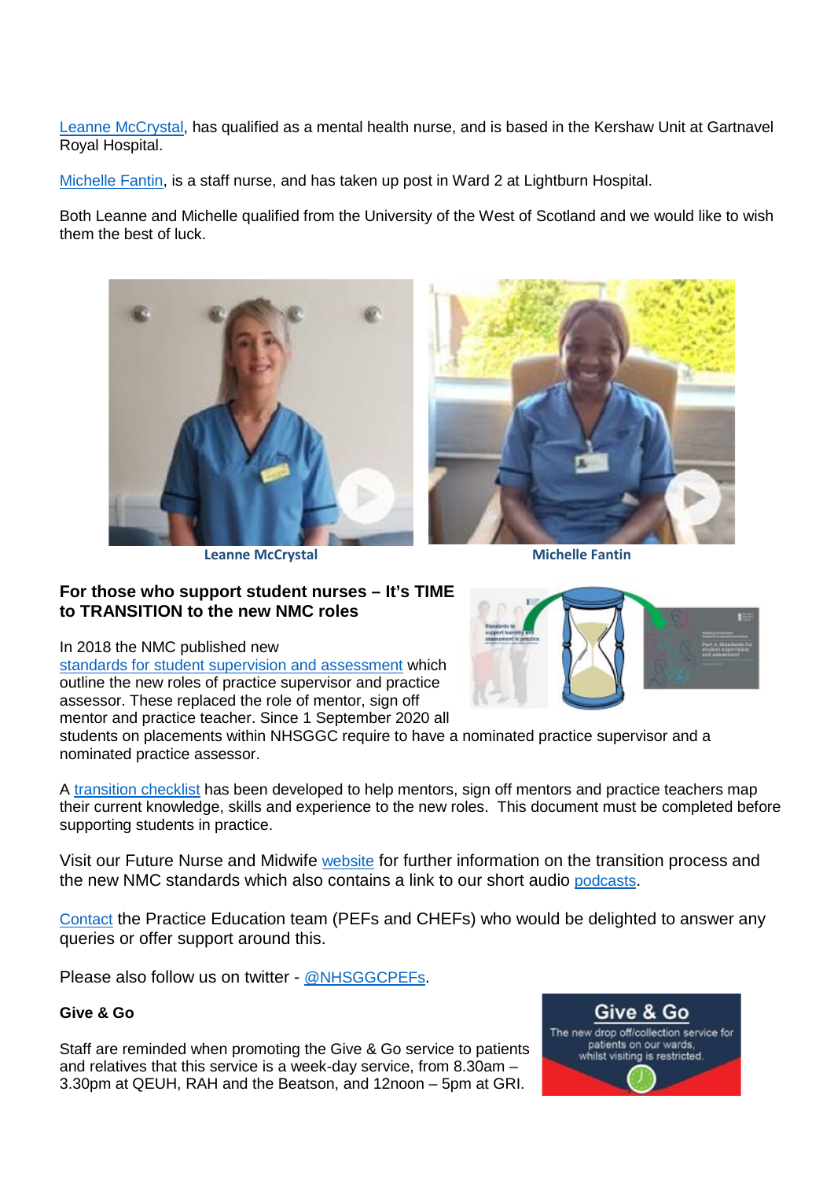Leanne McCrystal, has qualified as a mental health nurse, and is based in the Kershaw Unit at Gartnavel Royal Hospital.

Michelle Fantin, is a staff nurse, and has taken up post in Ward 2 at Lightburn Hospital.

Both Leanne and Michelle qualified from the University of the West of Scotland and we would like to wish them the best of luck.

Leanne McCrystal

Michelle Fantin

**For those who support student nurses – It's TIME to TRANSITION to the new NMC roles**

In 2018 the NMC published new standards for student supervision and assessment which outline the new roles of practice supervisor and practice assessor. These replaced the role of mentor, sign off mentor and practice teacher. Since 1 September 2020 all students on placements within NHSGGC require to have a nominated practice supervisor and a nominated practice assessor.

A transition checklist has been developed to help mentors, sign off mentors and practice teachers map their current knowledge, skills and experience to the new roles. This document must be completed before supporting students in practice.

Visit our Future Nurse and Midwife website for further information on the transition process and the new NMC standards which also contains a link to our short audio podcasts.

Contact the Practice Education team (PEFs and CHEFs) who would be delighted to answer any queries or offer support around this.

Please also follow us on twitter - @NHSGGCPEFs.

**Give & Go**

Staff are reminded when promoting the Give & Go service to patients and relatives that this service is a week-day service, from 8.30am – 3.30pm at QEUH, RAH and the Beatson, and 12noon – 5pm at GRI.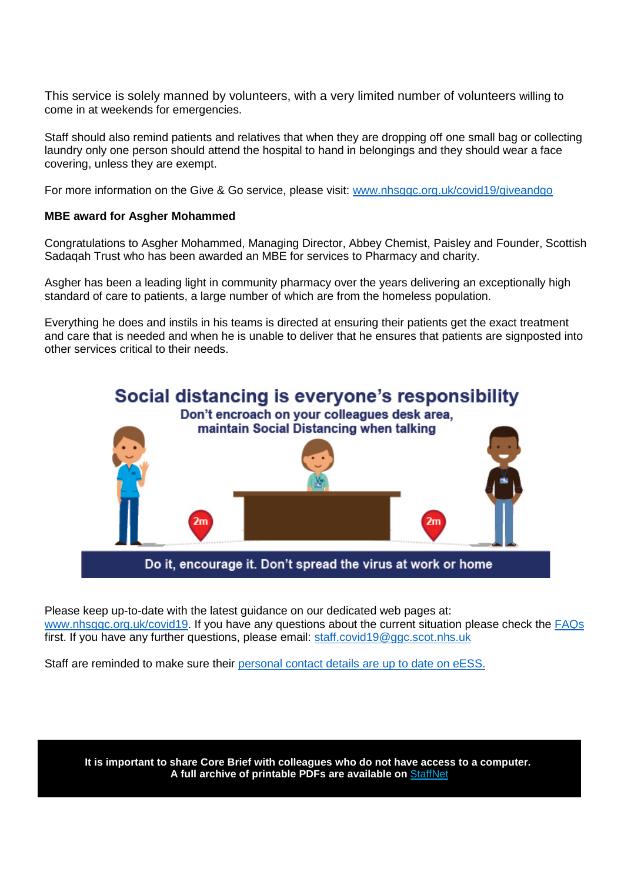This service is solely manned by volunteers, with a very limited number of volunteers willing to come in at weekends for emergencies.

Staff should also remind patients and relatives that when they are dropping off one small bag or collecting laundry only one person should attend the hospital to hand in belongings and they should wear a face covering, unless they are exempt.

For more information on the Give & Go service, please visit: [www.nhsggc.org.uk/covid19/giveandgo](www.nhsggc.org.uk/covid19/giveandgo)

**MBE award for Asgher Mohammed**

Congratulations to Asgher Mohammed, Managing Director, Abbey Chemist, Paisley and Founder, Scottish Sadaqah Trust who has been awarded an MBE for services to Pharmacy and charity.

Asgher has been a leading light in community pharmacy over the years delivering an exceptionally high standard of care to patients, a large number of which are from the homeless population.

Everything he does and instils in his teams is directed at ensuring their patients get the exact treatment and care that is needed and when he is unable to deliver that he ensures that patients are signposted into other services critical to their needs.

**Social distancing is everyone's responsibility**

**Don't encroach on your colleagues desk area, maintain Social Distancing when talking**

2m

2m

**Do it, encourage it. Don't spread the virus at work or home**

Please keep up-to-date with the latest guidance on our dedicated web pages at: [www.nhsggc.org.uk/covid19](www.nhsggc.org.uk/covid19). If you have any questions about the current situation please check the FAQs first. If you have any further questions, please email: [staff.covid19@ggc.scot.nhs.uk](mailto:staff.covid19@ggc.scot.nhs.uk)

Staff are reminded to make sure their personal contact details are up to date on eESS.

**It is important to share Core Brief with colleagues who do not have access to a computer. A full archive of printable PDFs are available on StaffNet**